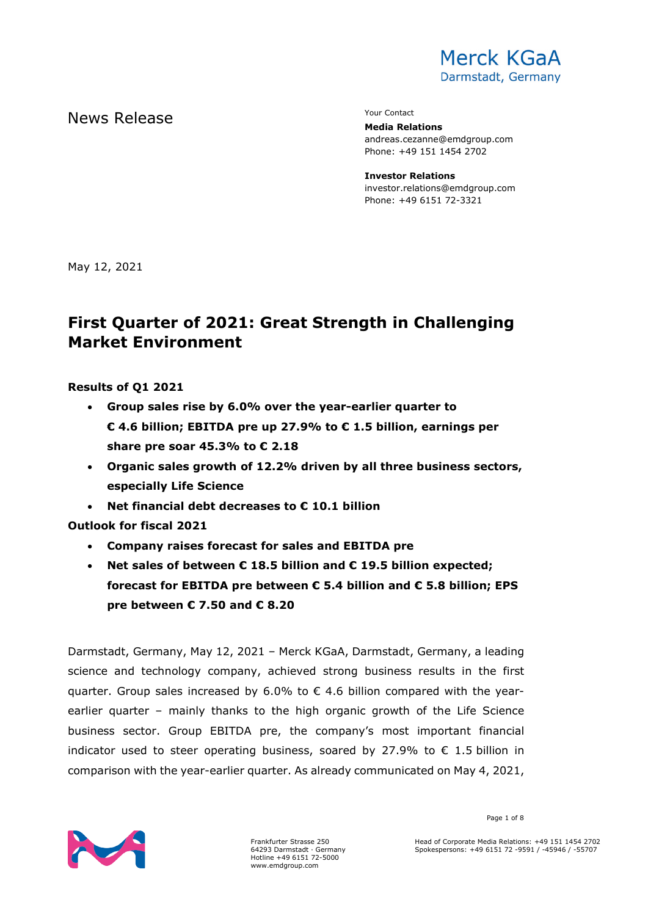Merck KGaA
Darmstadt, Germany

News Release

Your Contact

**Media Relations**
andreas.cezanne@emdgroup.com
Phone: +49 151 1454 2702

**Investor Relations**
investor.relations@emdgroup.com
Phone: +49 6151 72-3321

May 12, 2021

# First Quarter of 2021: Great Strength in Challenging Market Environment

**Results of Q1 2021**

- **Group sales rise by 6.0% over the year-earlier quarter to € 4.6 billion; EBITDA pre up 27.9% to € 1.5 billion, earnings per share pre soar 45.3% to € 2.18**
- **Organic sales growth of 12.2% driven by all three business sectors, especially Life Science**
- **Net financial debt decreases to € 10.1 billion**

**Outlook for fiscal 2021**

- **Company raises forecast for sales and EBITDA pre**
- **Net sales of between € 18.5 billion and € 19.5 billion expected; forecast for EBITDA pre between € 5.4 billion and € 5.8 billion; EPS pre between € 7.50 and € 8.20**

Darmstadt, Germany, May 12, 2021 – Merck KGaA, Darmstadt, Germany, a leading science and technology company, achieved strong business results in the first quarter. Group sales increased by 6.0% to € 4.6 billion compared with the year-earlier quarter – mainly thanks to the high organic growth of the Life Science business sector. Group EBITDA pre, the company's most important financial indicator used to steer operating business, soared by 27.9% to € 1.5 billion in comparison with the year-earlier quarter. As already communicated on May 4, 2021,

Frankfurter Strasse 250
64293 Darmstadt · Germany
Hotline +49 6151 72-5000
www.emdgroup.com

Head of Corporate Media Relations: +49 151 1454 2702
Spokespersons: +49 6151 72 -9591 / -45946 / -55707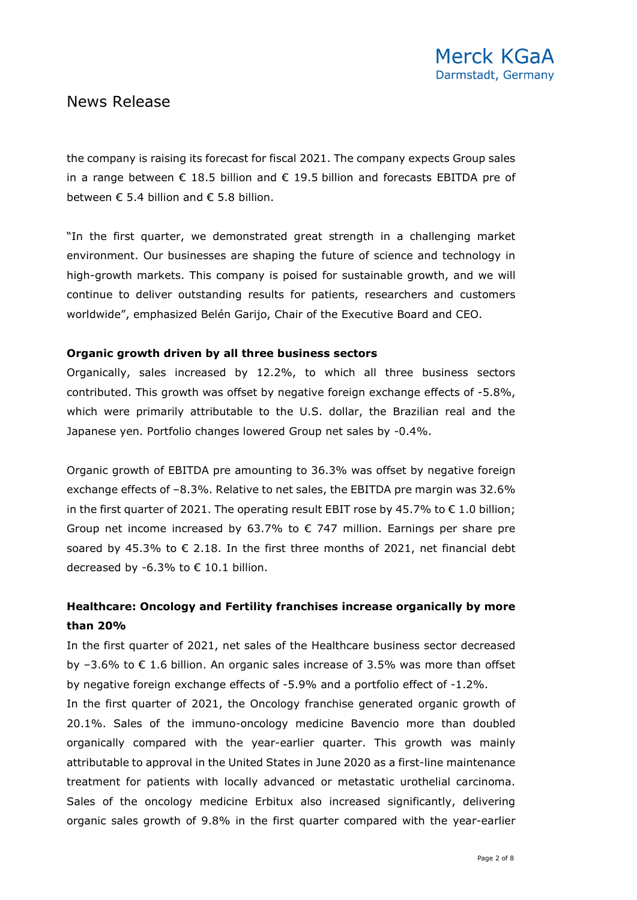the company is raising its forecast for fiscal 2021. The company expects Group sales in a range between € 18.5 billion and € 19.5 billion and forecasts EBITDA pre of between € 5.4 billion and € 5.8 billion.

"In the first quarter, we demonstrated great strength in a challenging market environment. Our businesses are shaping the future of science and technology in high-growth markets. This company is poised for sustainable growth, and we will continue to deliver outstanding results for patients, researchers and customers worldwide", emphasized Belén Garijo, Chair of the Executive Board and CEO.

**Organic growth driven by all three business sectors**

Organically, sales increased by 12.2%, to which all three business sectors contributed. This growth was offset by negative foreign exchange effects of -5.8%, which were primarily attributable to the U.S. dollar, the Brazilian real and the Japanese yen. Portfolio changes lowered Group net sales by -0.4%.

Organic growth of EBITDA pre amounting to 36.3% was offset by negative foreign exchange effects of –8.3%. Relative to net sales, the EBITDA pre margin was 32.6% in the first quarter of 2021. The operating result EBIT rose by 45.7% to € 1.0 billion; Group net income increased by 63.7% to € 747 million. Earnings per share pre soared by 45.3% to € 2.18. In the first three months of 2021, net financial debt decreased by -6.3% to € 10.1 billion.

**Healthcare: Oncology and Fertility franchises increase organically by more than 20%**

In the first quarter of 2021, net sales of the Healthcare business sector decreased by –3.6% to € 1.6 billion. An organic sales increase of 3.5% was more than offset by negative foreign exchange effects of -5.9% and a portfolio effect of -1.2%.

In the first quarter of 2021, the Oncology franchise generated organic growth of 20.1%. Sales of the immuno-oncology medicine Bavencio more than doubled organically compared with the year-earlier quarter. This growth was mainly attributable to approval in the United States in June 2020 as a first-line maintenance treatment for patients with locally advanced or metastatic urothelial carcinoma. Sales of the oncology medicine Erbitux also increased significantly, delivering organic sales growth of 9.8% in the first quarter compared with the year-earlier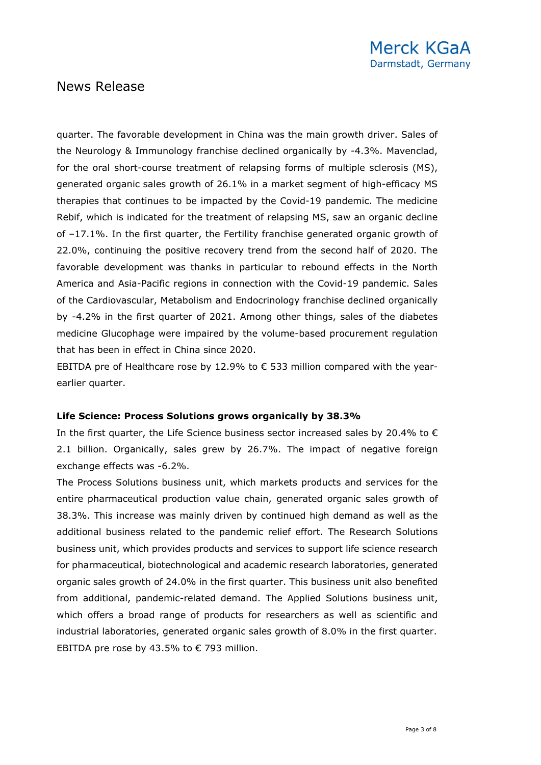quarter. The favorable development in China was the main growth driver. Sales of the Neurology & Immunology franchise declined organically by -4.3%. Mavenclad, for the oral short-course treatment of relapsing forms of multiple sclerosis (MS), generated organic sales growth of 26.1% in a market segment of high-efficacy MS therapies that continues to be impacted by the Covid-19 pandemic. The medicine Rebif, which is indicated for the treatment of relapsing MS, saw an organic decline of –17.1%. In the first quarter, the Fertility franchise generated organic growth of 22.0%, continuing the positive recovery trend from the second half of 2020. The favorable development was thanks in particular to rebound effects in the North America and Asia-Pacific regions in connection with the Covid-19 pandemic. Sales of the Cardiovascular, Metabolism and Endocrinology franchise declined organically by -4.2% in the first quarter of 2021. Among other things, sales of the diabetes medicine Glucophage were impaired by the volume-based procurement regulation that has been in effect in China since 2020.

EBITDA pre of Healthcare rose by 12.9% to € 533 million compared with the year-earlier quarter.

**Life Science: Process Solutions grows organically by 38.3%**

In the first quarter, the Life Science business sector increased sales by 20.4% to € 2.1 billion. Organically, sales grew by 26.7%. The impact of negative foreign exchange effects was -6.2%.

The Process Solutions business unit, which markets products and services for the entire pharmaceutical production value chain, generated organic sales growth of 38.3%. This increase was mainly driven by continued high demand as well as the additional business related to the pandemic relief effort. The Research Solutions business unit, which provides products and services to support life science research for pharmaceutical, biotechnological and academic research laboratories, generated organic sales growth of 24.0% in the first quarter. This business unit also benefited from additional, pandemic-related demand. The Applied Solutions business unit, which offers a broad range of products for researchers as well as scientific and industrial laboratories, generated organic sales growth of 8.0% in the first quarter. EBITDA pre rose by 43.5% to € 793 million.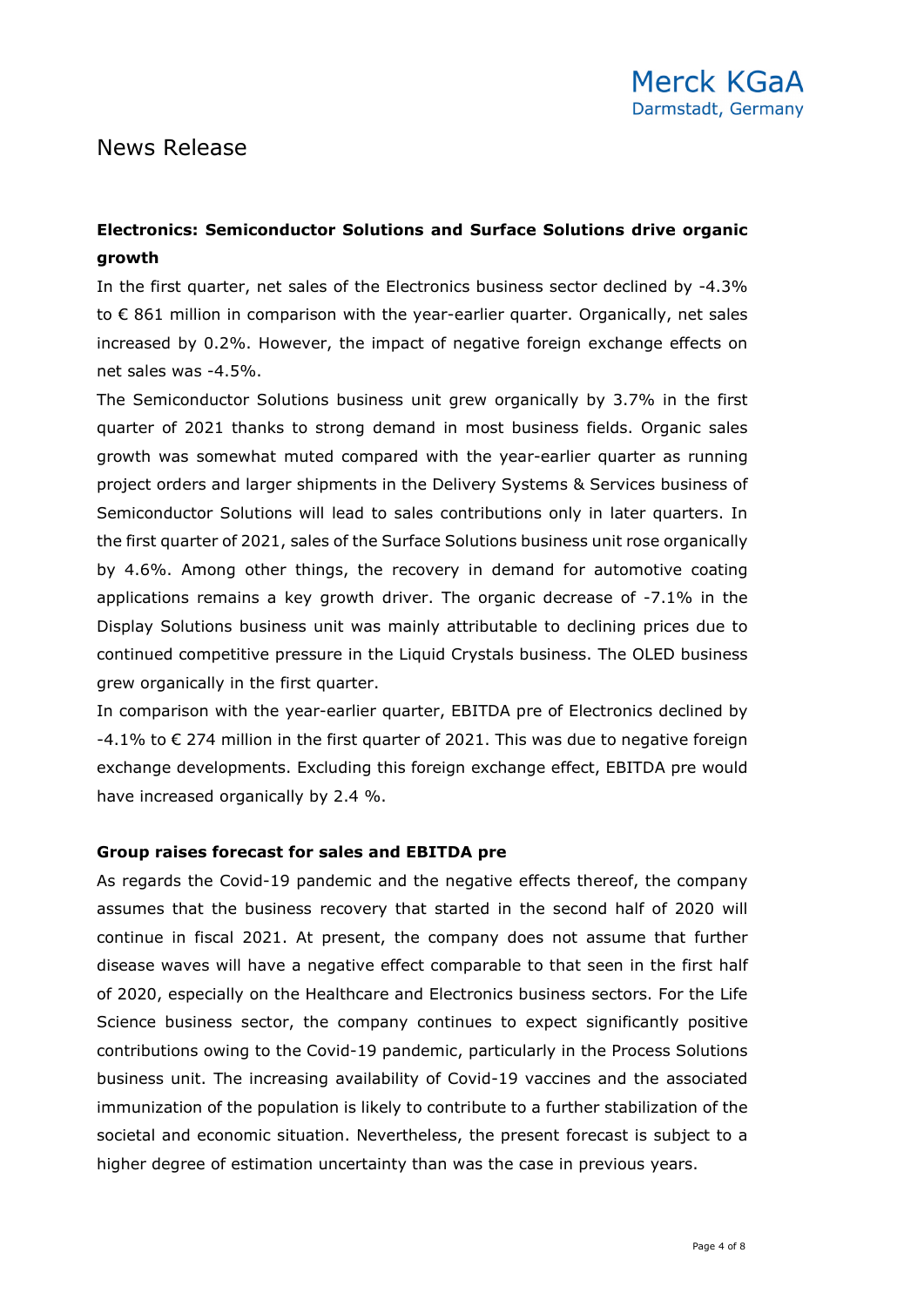**Electronics: Semiconductor Solutions and Surface Solutions drive organic growth**

In the first quarter, net sales of the Electronics business sector declined by -4.3% to € 861 million in comparison with the year-earlier quarter. Organically, net sales increased by 0.2%. However, the impact of negative foreign exchange effects on net sales was -4.5%.

The Semiconductor Solutions business unit grew organically by 3.7% in the first quarter of 2021 thanks to strong demand in most business fields. Organic sales growth was somewhat muted compared with the year-earlier quarter as running project orders and larger shipments in the Delivery Systems & Services business of Semiconductor Solutions will lead to sales contributions only in later quarters. In the first quarter of 2021, sales of the Surface Solutions business unit rose organically by 4.6%. Among other things, the recovery in demand for automotive coating applications remains a key growth driver. The organic decrease of -7.1% in the Display Solutions business unit was mainly attributable to declining prices due to continued competitive pressure in the Liquid Crystals business. The OLED business grew organically in the first quarter.

In comparison with the year-earlier quarter, EBITDA pre of Electronics declined by -4.1% to € 274 million in the first quarter of 2021. This was due to negative foreign exchange developments. Excluding this foreign exchange effect, EBITDA pre would have increased organically by 2.4 %.

**Group raises forecast for sales and EBITDA pre**

As regards the Covid-19 pandemic and the negative effects thereof, the company assumes that the business recovery that started in the second half of 2020 will continue in fiscal 2021. At present, the company does not assume that further disease waves will have a negative effect comparable to that seen in the first half of 2020, especially on the Healthcare and Electronics business sectors. For the Life Science business sector, the company continues to expect significantly positive contributions owing to the Covid-19 pandemic, particularly in the Process Solutions business unit. The increasing availability of Covid-19 vaccines and the associated immunization of the population is likely to contribute to a further stabilization of the societal and economic situation. Nevertheless, the present forecast is subject to a higher degree of estimation uncertainty than was the case in previous years.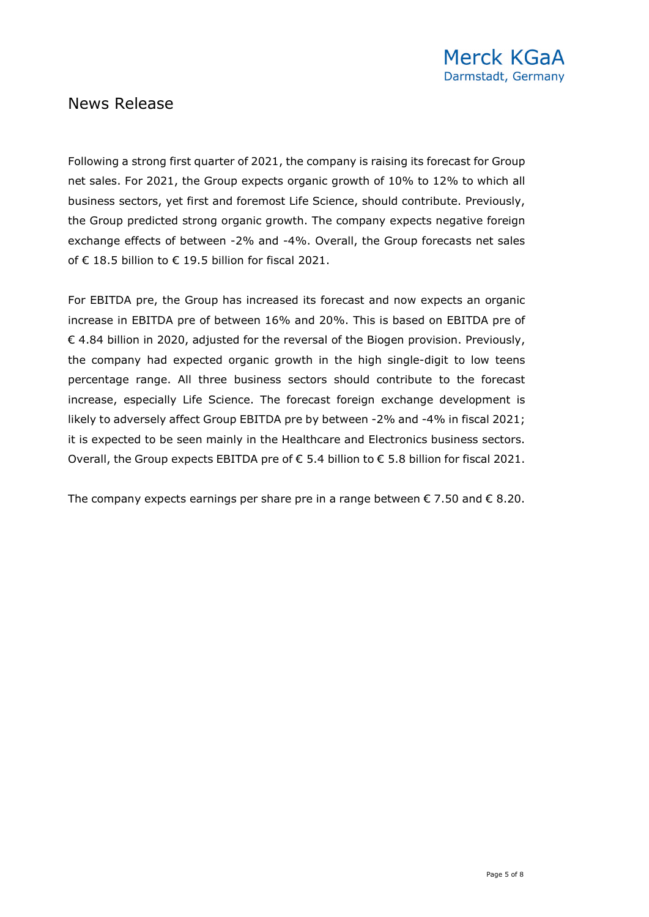Following a strong first quarter of 2021, the company is raising its forecast for Group net sales. For 2021, the Group expects organic growth of 10% to 12% to which all business sectors, yet first and foremost Life Science, should contribute. Previously, the Group predicted strong organic growth. The company expects negative foreign exchange effects of between -2% and -4%. Overall, the Group forecasts net sales of € 18.5 billion to € 19.5 billion for fiscal 2021.

For EBITDA pre, the Group has increased its forecast and now expects an organic increase in EBITDA pre of between 16% and 20%. This is based on EBITDA pre of € 4.84 billion in 2020, adjusted for the reversal of the Biogen provision. Previously, the company had expected organic growth in the high single-digit to low teens percentage range. All three business sectors should contribute to the forecast increase, especially Life Science. The forecast foreign exchange development is likely to adversely affect Group EBITDA pre by between -2% and -4% in fiscal 2021; it is expected to be seen mainly in the Healthcare and Electronics business sectors. Overall, the Group expects EBITDA pre of € 5.4 billion to € 5.8 billion for fiscal 2021.

The company expects earnings per share pre in a range between € 7.50 and € 8.20.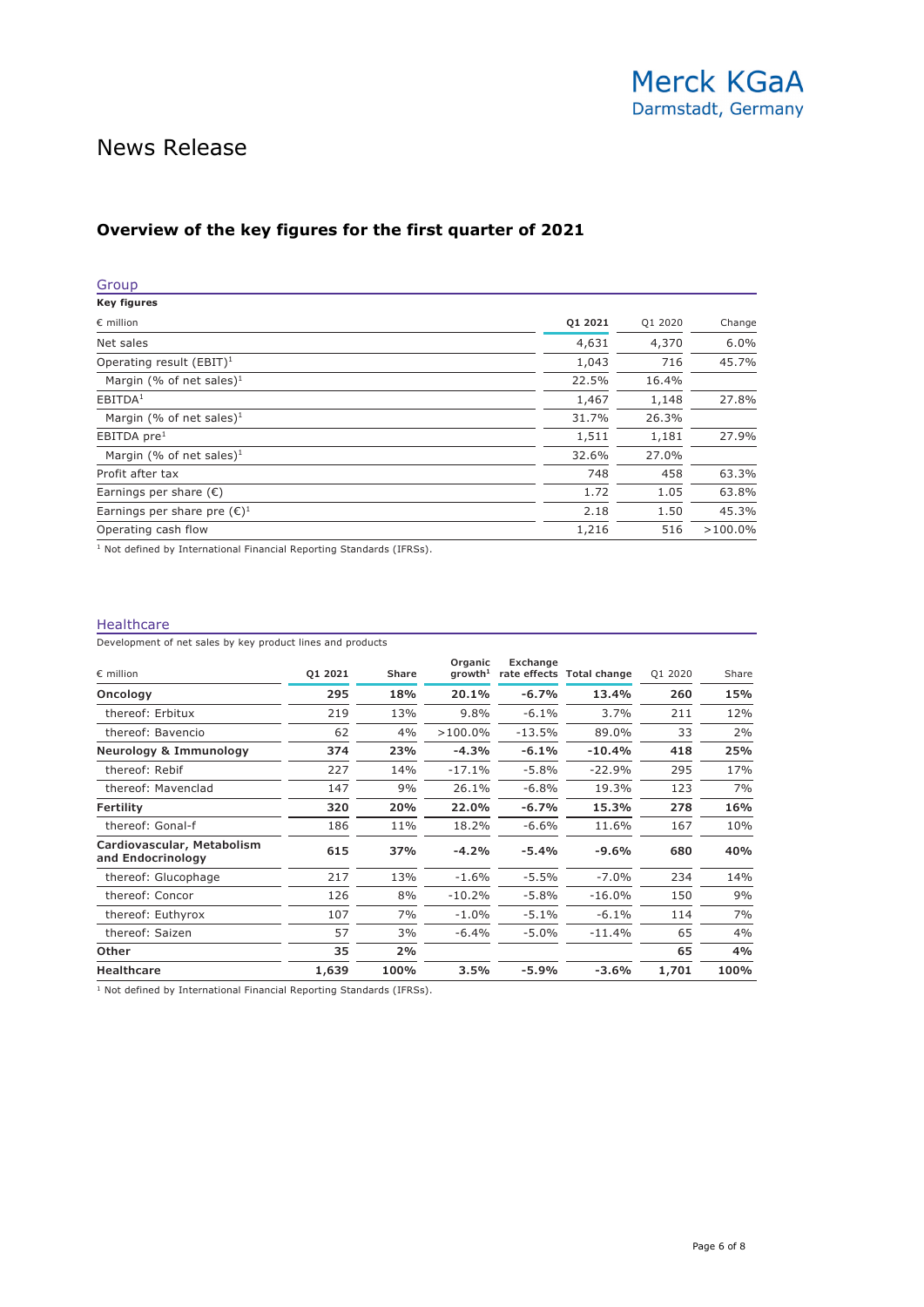Merck KGaA
Darmstadt, Germany

# News Release

## Overview of the key figures for the first quarter of 2021

### Group

**Key figures**

| € million | **Q1 2021** | Q1 2020 | Change |
|---|---|---|---|
| Net sales | 4,631 | 4,370 | 6.0% |
| Operating result (EBIT)[1] | 1,043 | 716 | 45.7% |
| Margin (% of net sales)[1] | 22.5% | 16.4% | |
| EBITDA[1] | 1,467 | 1,148 | 27.8% |
| Margin (% of net sales)[1] | 31.7% | 26.3% | |
| EBITDA pre[1] | 1,511 | 1,181 | 27.9% |
| Margin (% of net sales)[1] | 32.6% | 27.0% | |
| Profit after tax | 748 | 458 | 63.3% |
| Earnings per share (€) | 1.72 | 1.05 | 63.8% |
| Earnings per share pre (€)[1] | 2.18 | 1.50 | 45.3% |
| Operating cash flow | 1,216 | 516 | >100.0% |

[1] Not defined by International Financial Reporting Standards (IFRSs).

### Healthcare

Development of net sales by key product lines and products

| € million | **Q1 2021** | **Share** | **Organic growth[1]** | **Exchange rate effects** | **Total change** | Q1 2020 | Share |
|---|---|---|---|---|---|---|---|
| **Oncology** | **295** | **18%** | **20.1%** | **-6.7%** | **13.4%** | **260** | **15%** |
| thereof: Erbitux | 219 | 13% | 9.8% | -6.1% | 3.7% | 211 | 12% |
| thereof: Bavencio | 62 | 4% | >100.0% | -13.5% | 89.0% | 33 | 2% |
| **Neurology & Immunology** | **374** | **23%** | **-4.3%** | **-6.1%** | **-10.4%** | **418** | **25%** |
| thereof: Rebif | 227 | 14% | -17.1% | -5.8% | -22.9% | 295 | 17% |
| thereof: Mavenclad | 147 | 9% | 26.1% | -6.8% | 19.3% | 123 | 7% |
| **Fertility** | **320** | **20%** | **22.0%** | **-6.7%** | **15.3%** | **278** | **16%** |
| thereof: Gonal-f | 186 | 11% | 18.2% | -6.6% | 11.6% | 167 | 10% |
| **Cardiovascular, Metabolism and Endocrinology** | **615** | **37%** | **-4.2%** | **-5.4%** | **-9.6%** | **680** | **40%** |
| thereof: Glucophage | 217 | 13% | -1.6% | -5.5% | -7.0% | 234 | 14% |
| thereof: Concor | 126 | 8% | -10.2% | -5.8% | -16.0% | 150 | 9% |
| thereof: Euthyrox | 107 | 7% | -1.0% | -5.1% | -6.1% | 114 | 7% |
| thereof: Saizen | 57 | 3% | -6.4% | -5.0% | -11.4% | 65 | 4% |
| **Other** | **35** | **2%** | | | | **65** | **4%** |
| **Healthcare** | **1,639** | **100%** | **3.5%** | **-5.9%** | **-3.6%** | **1,701** | **100%** |

[1] Not defined by International Financial Reporting Standards (IFRSs).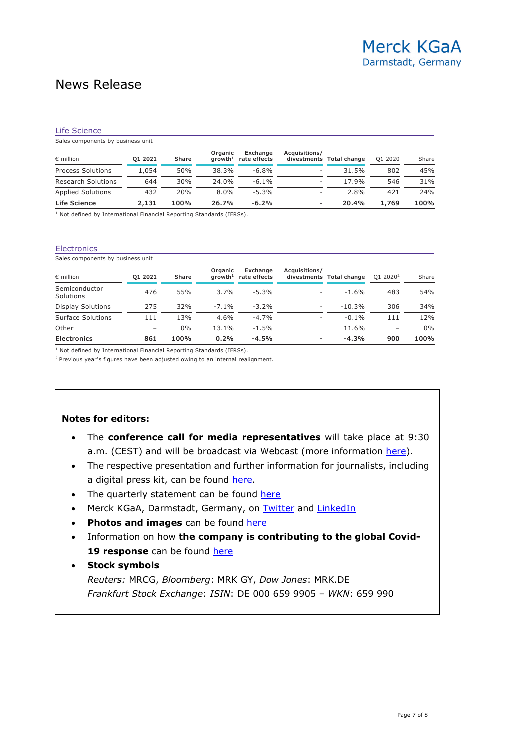## Life Science

Sales components by business unit

| € million | Q1 2021 | Share | Organic growth[1] | Exchange rate effects | Acquisitions/ divestments | Total change | Q1 2020 | Share |
|---|---|---|---|---|---|---|---|---|
| Process Solutions | 1,054 | 50% | 38.3% | -6.8% | - | 31.5% | 802 | 45% |
| Research Solutions | 644 | 30% | 24.0% | -6.1% | - | 17.9% | 546 | 31% |
| Applied Solutions | 432 | 20% | 8.0% | -5.3% | - | 2.8% | 421 | 24% |
| **Life Science** | **2,131** | **100%** | **26.7%** | **-6.2%** | **-** | **20.4%** | **1,769** | **100%** |

[1] Not defined by International Financial Reporting Standards (IFRSs).

## Electronics

Sales components by business unit

| € million | Q1 2021 | Share | Organic growth[1] | Exchange rate effects | Acquisitions/ divestments | Total change | Q1 2020[2] | Share |
|---|---|---|---|---|---|---|---|---|
| Semiconductor Solutions | 476 | 55% | 3.7% | -5.3% | - | -1.6% | 483 | 54% |
| Display Solutions | 275 | 32% | -7.1% | -3.2% | - | -10.3% | 306 | 34% |
| Surface Solutions | 111 | 13% | 4.6% | -4.7% | - | -0.1% | 111 | 12% |
| Other | – | 0% | 13.1% | -1.5% | - | 11.6% | – | 0% |
| **Electronics** | **861** | **100%** | **0.2%** | **-4.5%** | **-** | **-4.3%** | **900** | **100%** |

[1] Not defined by International Financial Reporting Standards (IFRSs).

[2] Previous year's figures have been adjusted owing to an internal realignment.

**Notes for editors:**

- The **conference call for media representatives** will take place at 9:30 a.m. (CEST) and will be broadcast via Webcast (more information here).
- The respective presentation and further information for journalists, including a digital press kit, can be found here.
- The quarterly statement can be found here
- Merck KGaA, Darmstadt, Germany, on Twitter and LinkedIn
- **Photos and images** can be found here
- Information on how **the company is contributing to the global Covid-19 response** can be found here
- **Stock symbols**
  *Reuters:* MRCG, *Bloomberg*: MRK GY, *Dow Jones*: MRK.DE
  *Frankfurt Stock Exchange*: *ISIN*: DE 000 659 9905 – *WKN*: 659 990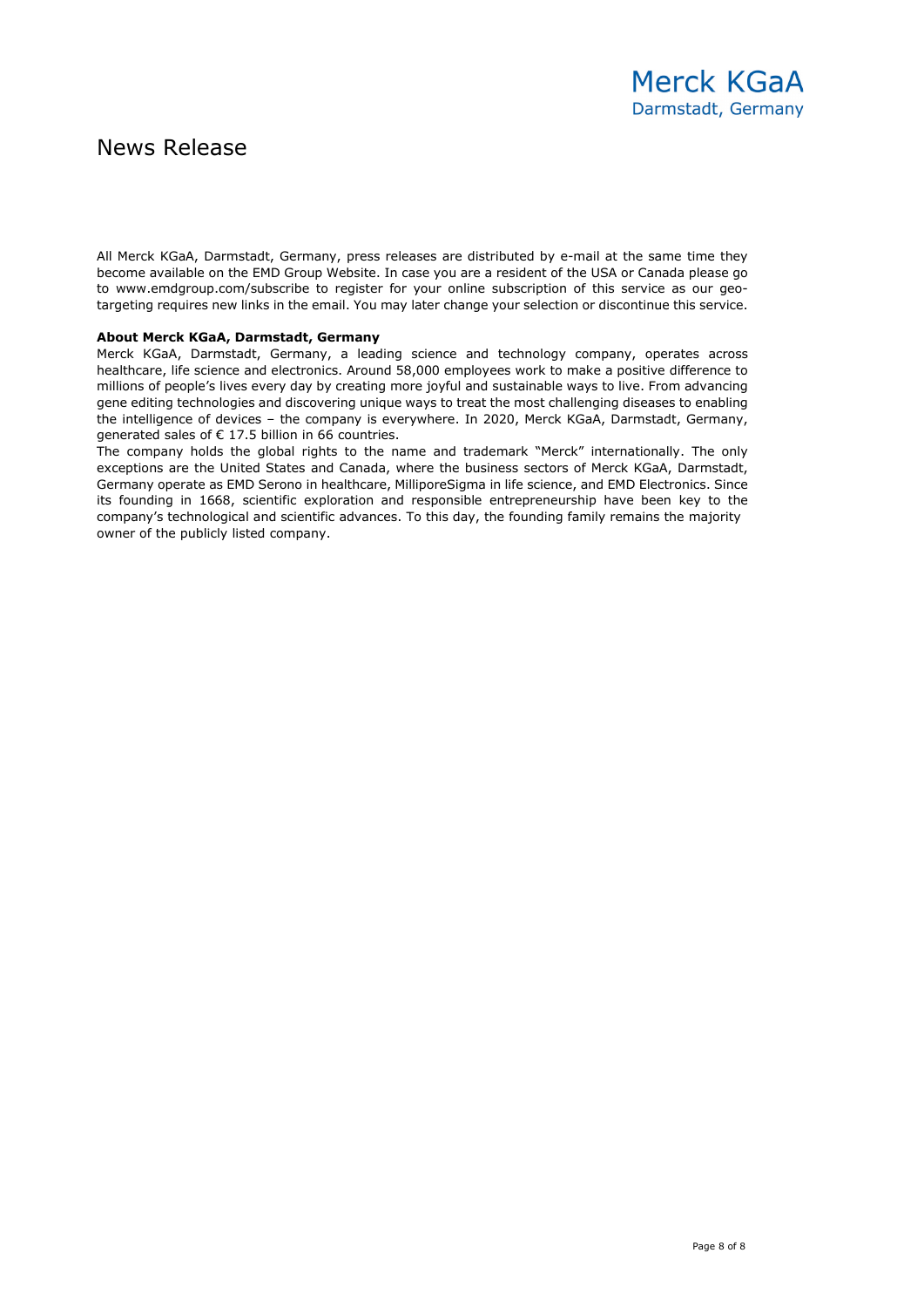All Merck KGaA, Darmstadt, Germany, press releases are distributed by e-mail at the same time they become available on the EMD Group Website. In case you are a resident of the USA or Canada please go to www.emdgroup.com/subscribe to register for your online subscription of this service as our geo-targeting requires new links in the email. You may later change your selection or discontinue this service.

**About Merck KGaA, Darmstadt, Germany**

Merck KGaA, Darmstadt, Germany, a leading science and technology company, operates across healthcare, life science and electronics. Around 58,000 employees work to make a positive difference to millions of people's lives every day by creating more joyful and sustainable ways to live. From advancing gene editing technologies and discovering unique ways to treat the most challenging diseases to enabling the intelligence of devices – the company is everywhere. In 2020, Merck KGaA, Darmstadt, Germany, generated sales of € 17.5 billion in 66 countries.

The company holds the global rights to the name and trademark "Merck" internationally. The only exceptions are the United States and Canada, where the business sectors of Merck KGaA, Darmstadt, Germany operate as EMD Serono in healthcare, MilliporeSigma in life science, and EMD Electronics. Since its founding in 1668, scientific exploration and responsible entrepreneurship have been key to the company's technological and scientific advances. To this day, the founding family remains the majority owner of the publicly listed company.